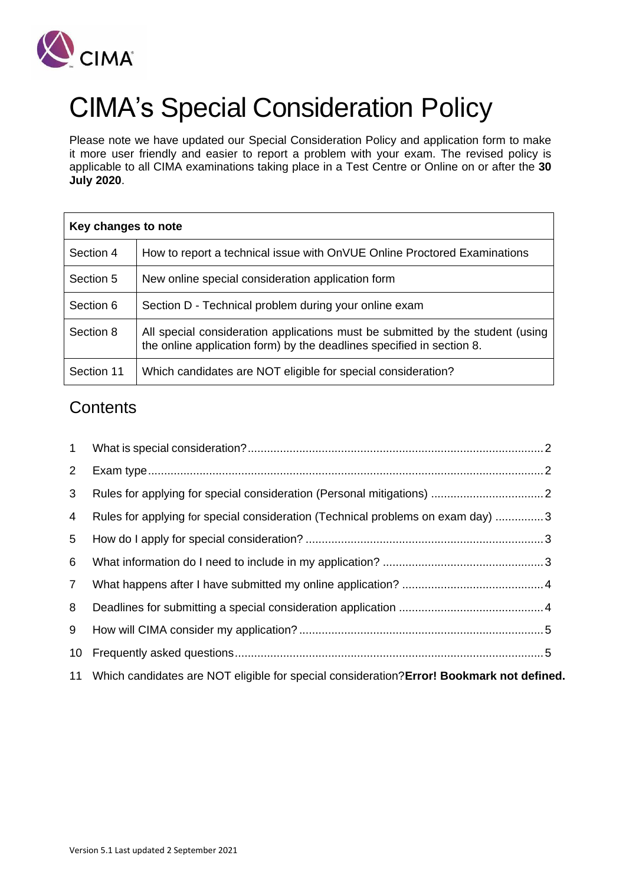# CIMA's Special Consideration Policy

Please note we have updated our Special Consideration Policy and application form to make it more user friendly and easier to report a problem with your exam. The revised policy is applicable to all CIMA examinations taking place in a Test Centre or Online on or after the **30 July 2020**.

| **Key changes to note** | |
|---|---|
| Section 4 | How to report a technical issue with OnVUE Online Proctored Examinations |
| Section 5 | New online special consideration application form |
| Section 6 | Section D - Technical problem during your online exam |
| Section 8 | All special consideration applications must be submitted by the student (using the online application form) by the deadlines specified in section 8. |
| Section 11 | Which candidates are NOT eligible for special consideration? |

## Contents

1 What is special consideration? ........ 2
2 Exam type ........ 2
3 Rules for applying for special consideration (Personal mitigations) ........ 2
4 Rules for applying for special consideration (Technical problems on exam day) ........ 3
5 How do I apply for special consideration? ........ 3
6 What information do I need to include in my application? ........ 3
7 What happens after I have submitted my online application? ........ 4
8 Deadlines for submitting a special consideration application ........ 4
9 How will CIMA consider my application? ........ 5
10 Frequently asked questions ........ 5
11 Which candidates are NOT eligible for special consideration?**Error! Bookmark not defined.**

Version 5.1 Last updated 2 September 2021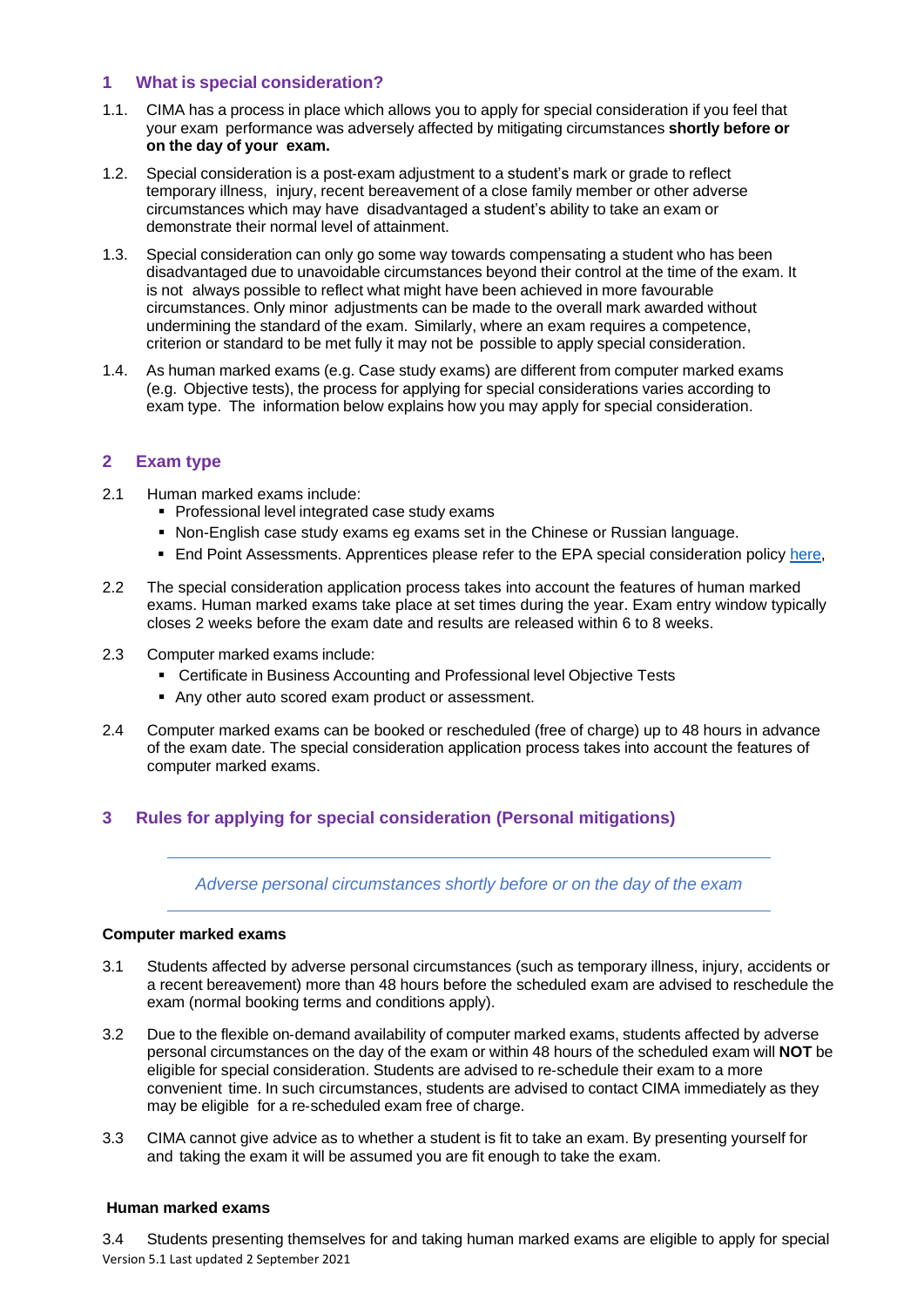## 1 What is special consideration?

1.1. CIMA has a process in place which allows you to apply for special consideration if you feel that your exam performance was adversely affected by mitigating circumstances **shortly before or on the day of your exam.**

1.2. Special consideration is a post-exam adjustment to a student's mark or grade to reflect temporary illness, injury, recent bereavement of a close family member or other adverse circumstances which may have disadvantaged a student's ability to take an exam or demonstrate their normal level of attainment.

1.3. Special consideration can only go some way towards compensating a student who has been disadvantaged due to unavoidable circumstances beyond their control at the time of the exam. It is not always possible to reflect what might have been achieved in more favourable circumstances. Only minor adjustments can be made to the overall mark awarded without undermining the standard of the exam. Similarly, where an exam requires a competence, criterion or standard to be met fully it may not be possible to apply special consideration.

1.4. As human marked exams (e.g. Case study exams) are different from computer marked exams (e.g. Objective tests), the process for applying for special considerations varies according to exam type. The information below explains how you may apply for special consideration.

## 2 Exam type

2.1 Human marked exams include:

- Professional level integrated case study exams
- Non-English case study exams eg exams set in the Chinese or Russian language.
- End Point Assessments. Apprentices please refer to the EPA special consideration policy here,

2.2 The special consideration application process takes into account the features of human marked exams. Human marked exams take place at set times during the year. Exam entry window typically closes 2 weeks before the exam date and results are released within 6 to 8 weeks.

2.3 Computer marked exams include:

- Certificate in Business Accounting and Professional level Objective Tests
- Any other auto scored exam product or assessment.

2.4 Computer marked exams can be booked or rescheduled (free of charge) up to 48 hours in advance of the exam date. The special consideration application process takes into account the features of computer marked exams.

## 3 Rules for applying for special consideration (Personal mitigations)

*Adverse personal circumstances shortly before or on the day of the exam*

**Computer marked exams**

3.1 Students affected by adverse personal circumstances (such as temporary illness, injury, accidents or a recent bereavement) more than 48 hours before the scheduled exam are advised to reschedule the exam (normal booking terms and conditions apply).

3.2 Due to the flexible on-demand availability of computer marked exams, students affected by adverse personal circumstances on the day of the exam or within 48 hours of the scheduled exam will **NOT** be eligible for special consideration. Students are advised to re-schedule their exam to a more convenient time. In such circumstances, students are advised to contact CIMA immediately as they may be eligible for a re-scheduled exam free of charge.

3.3 CIMA cannot give advice as to whether a student is fit to take an exam. By presenting yourself for and taking the exam it will be assumed you are fit enough to take the exam.

**Human marked exams**

3.4 Students presenting themselves for and taking human marked exams are eligible to apply for special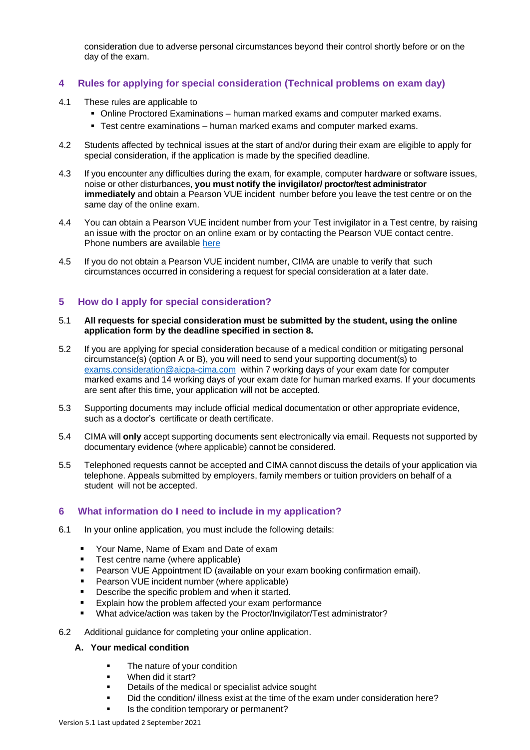consideration due to adverse personal circumstances beyond their control shortly before or on the day of the exam.

## 4 Rules for applying for special consideration (Technical problems on exam day)

4.1 These rules are applicable to

- Online Proctored Examinations – human marked exams and computer marked exams.
- Test centre examinations – human marked exams and computer marked exams.

4.2 Students affected by technical issues at the start of and/or during their exam are eligible to apply for special consideration, if the application is made by the specified deadline.

4.3 If you encounter any difficulties during the exam, for example, computer hardware or software issues, noise or other disturbances, **you must notify the invigilator/ proctor/test administrator immediately** and obtain a Pearson VUE incident number before you leave the test centre or on the same day of the online exam.

4.4 You can obtain a Pearson VUE incident number from your Test invigilator in a Test centre, by raising an issue with the proctor on an online exam or by contacting the Pearson VUE contact centre. Phone numbers are available here

4.5 If you do not obtain a Pearson VUE incident number, CIMA are unable to verify that such circumstances occurred in considering a request for special consideration at a later date.

## 5 How do I apply for special consideration?

5.1 **All requests for special consideration must be submitted by the student, using the online application form by the deadline specified in section 8.**

5.2 If you are applying for special consideration because of a medical condition or mitigating personal circumstance(s) (option A or B), you will need to send your supporting document(s) to exams.consideration@aicpa-cima.com within 7 working days of your exam date for computer marked exams and 14 working days of your exam date for human marked exams. If your documents are sent after this time, your application will not be accepted.

5.3 Supporting documents may include official medical documentation or other appropriate evidence, such as a doctor's certificate or death certificate.

5.4 CIMA will **only** accept supporting documents sent electronically via email. Requests not supported by documentary evidence (where applicable) cannot be considered.

5.5 Telephoned requests cannot be accepted and CIMA cannot discuss the details of your application via telephone. Appeals submitted by employers, family members or tuition providers on behalf of a student will not be accepted.

## 6 What information do I need to include in my application?

6.1 In your online application, you must include the following details:

- Your Name, Name of Exam and Date of exam
- Test centre name (where applicable)
- Pearson VUE Appointment ID (available on your exam booking confirmation email).
- Pearson VUE incident number (where applicable)
- Describe the specific problem and when it started.
- Explain how the problem affected your exam performance
- What advice/action was taken by the Proctor/Invigilator/Test administrator?

6.2 Additional guidance for completing your online application.

**A. Your medical condition**

- The nature of your condition
- When did it start?
- Details of the medical or specialist advice sought
- Did the condition/ illness exist at the time of the exam under consideration here?
- Is the condition temporary or permanent?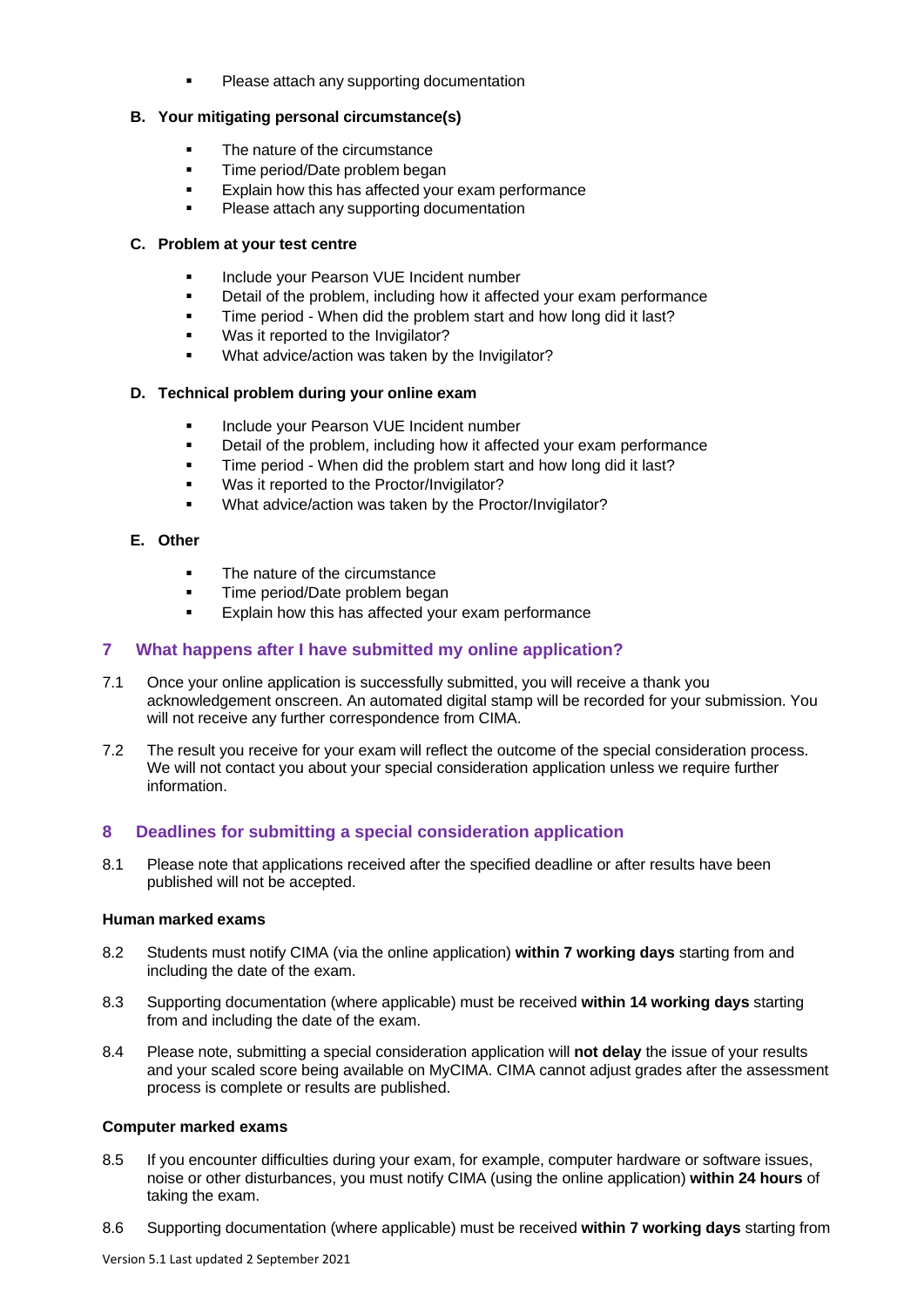- Please attach any supporting documentation

**B. Your mitigating personal circumstance(s)**

- The nature of the circumstance
- Time period/Date problem began
- Explain how this has affected your exam performance
- Please attach any supporting documentation

**C. Problem at your test centre**

- Include your Pearson VUE Incident number
- Detail of the problem, including how it affected your exam performance
- Time period - When did the problem start and how long did it last?
- Was it reported to the Invigilator?
- What advice/action was taken by the Invigilator?

**D. Technical problem during your online exam**

- Include your Pearson VUE Incident number
- Detail of the problem, including how it affected your exam performance
- Time period - When did the problem start and how long did it last?
- Was it reported to the Proctor/Invigilator?
- What advice/action was taken by the Proctor/Invigilator?

**E. Other**

- The nature of the circumstance
- Time period/Date problem began
- Explain how this has affected your exam performance

## 7 What happens after I have submitted my online application?

7.1 Once your online application is successfully submitted, you will receive a thank you acknowledgement onscreen. An automated digital stamp will be recorded for your submission. You will not receive any further correspondence from CIMA.

7.2 The result you receive for your exam will reflect the outcome of the special consideration process. We will not contact you about your special consideration application unless we require further information.

## 8 Deadlines for submitting a special consideration application

8.1 Please note that applications received after the specified deadline or after results have been published will not be accepted.

**Human marked exams**

8.2 Students must notify CIMA (via the online application) **within 7 working days** starting from and including the date of the exam.

8.3 Supporting documentation (where applicable) must be received **within 14 working days** starting from and including the date of the exam.

8.4 Please note, submitting a special consideration application will **not delay** the issue of your results and your scaled score being available on MyCIMA. CIMA cannot adjust grades after the assessment process is complete or results are published.

**Computer marked exams**

8.5 If you encounter difficulties during your exam, for example, computer hardware or software issues, noise or other disturbances, you must notify CIMA (using the online application) **within 24 hours** of taking the exam.

8.6 Supporting documentation (where applicable) must be received **within 7 working days** starting from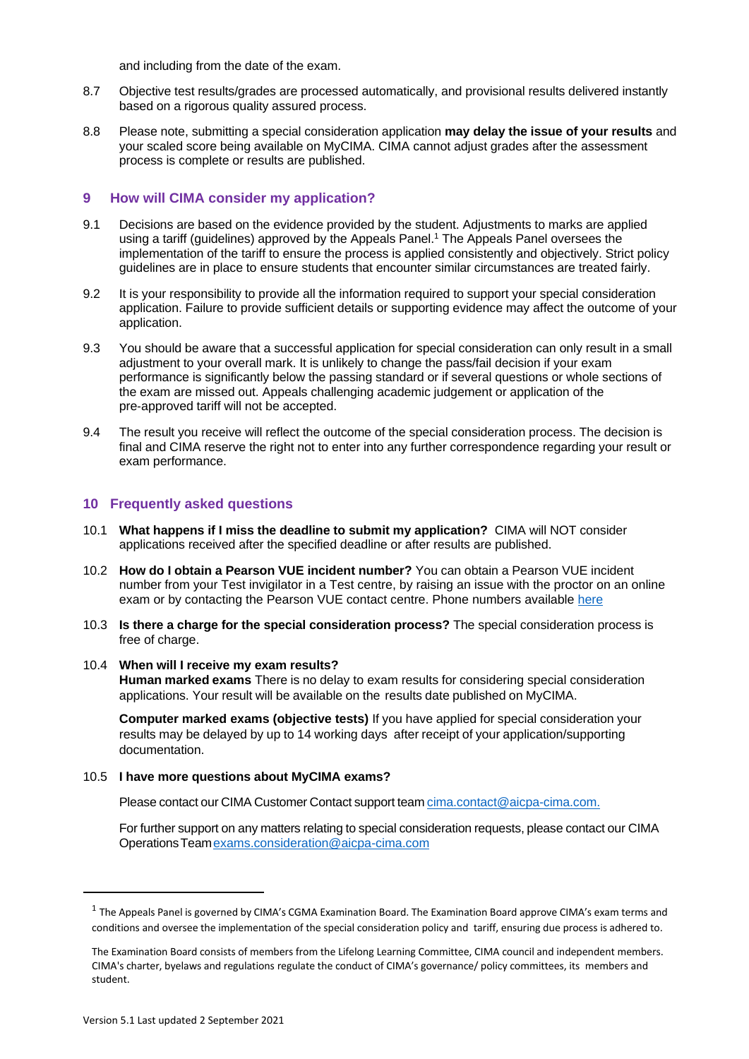and including from the date of the exam.

8.7 Objective test results/grades are processed automatically, and provisional results delivered instantly based on a rigorous quality assured process.

8.8 Please note, submitting a special consideration application **may delay the issue of your results** and your scaled score being available on MyCIMA. CIMA cannot adjust grades after the assessment process is complete or results are published.

## 9 How will CIMA consider my application?

9.1 Decisions are based on the evidence provided by the student. Adjustments to marks are applied using a tariff (guidelines) approved by the Appeals Panel.[1] The Appeals Panel oversees the implementation of the tariff to ensure the process is applied consistently and objectively. Strict policy guidelines are in place to ensure students that encounter similar circumstances are treated fairly.

9.2 It is your responsibility to provide all the information required to support your special consideration application. Failure to provide sufficient details or supporting evidence may affect the outcome of your application.

9.3 You should be aware that a successful application for special consideration can only result in a small adjustment to your overall mark. It is unlikely to change the pass/fail decision if your exam performance is significantly below the passing standard or if several questions or whole sections of the exam are missed out. Appeals challenging academic judgement or application of the pre-approved tariff will not be accepted.

9.4 The result you receive will reflect the outcome of the special consideration process. The decision is final and CIMA reserve the right not to enter into any further correspondence regarding your result or exam performance.

## 10 Frequently asked questions

10.1 **What happens if I miss the deadline to submit my application?** CIMA will NOT consider applications received after the specified deadline or after results are published.

10.2 **How do I obtain a Pearson VUE incident number?** You can obtain a Pearson VUE incident number from your Test invigilator in a Test centre, by raising an issue with the proctor on an online exam or by contacting the Pearson VUE contact centre. Phone numbers available here

10.3 **Is there a charge for the special consideration process?** The special consideration process is free of charge.

10.4 **When will I receive my exam results?**
**Human marked exams** There is no delay to exam results for considering special consideration applications. Your result will be available on the results date published on MyCIMA.

**Computer marked exams (objective tests)** If you have applied for special consideration your results may be delayed by up to 14 working days after receipt of your application/supporting documentation.

10.5 **I have more questions about MyCIMA exams?**

Please contact our CIMA Customer Contact support team cima.contact@aicpa-cima.com.

For further support on any matters relating to special consideration requests, please contact our CIMA Operations Team exams.consideration@aicpa-cima.com

---

[1] The Appeals Panel is governed by CIMA's CGMA Examination Board. The Examination Board approve CIMA's exam terms and conditions and oversee the implementation of the special consideration policy and tariff, ensuring due process is adhered to.

The Examination Board consists of members from the Lifelong Learning Committee, CIMA council and independent members. CIMA's charter, byelaws and regulations regulate the conduct of CIMA's governance/ policy committees, its members and student.

Version 5.1 Last updated 2 September 2021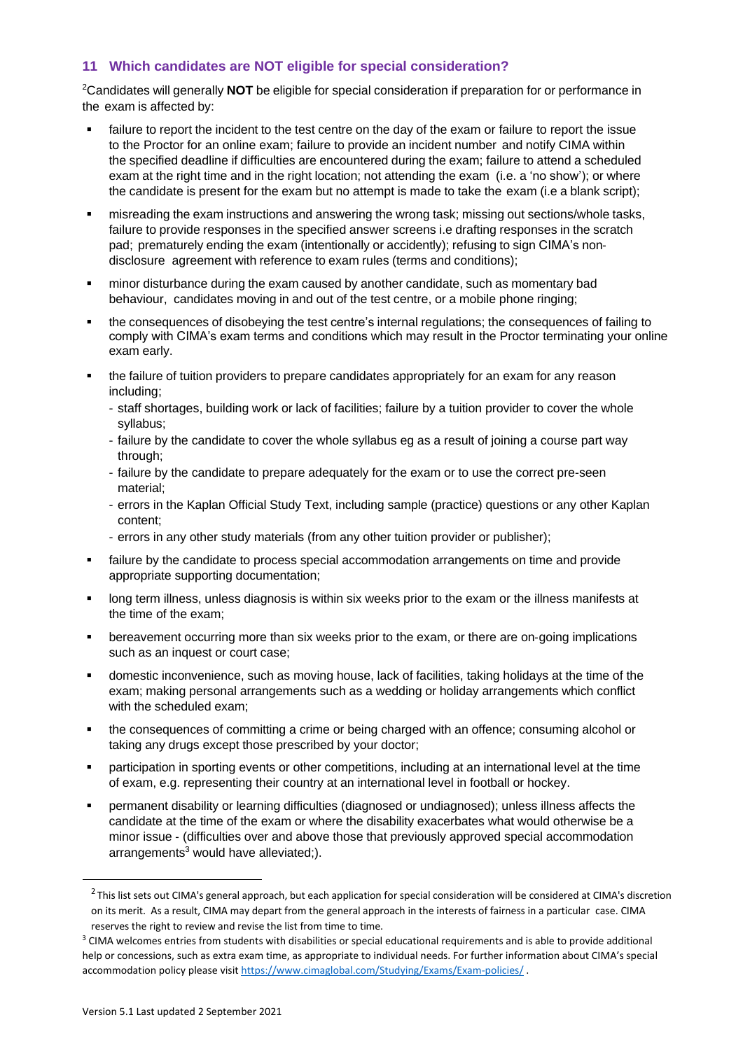### 11 Which candidates are NOT eligible for special consideration?

[2]Candidates will generally **NOT** be eligible for special consideration if preparation for or performance in the exam is affected by:

- failure to report the incident to the test centre on the day of the exam or failure to report the issue to the Proctor for an online exam; failure to provide an incident number and notify CIMA within the specified deadline if difficulties are encountered during the exam; failure to attend a scheduled exam at the right time and in the right location; not attending the exam (i.e. a 'no show'); or where the candidate is present for the exam but no attempt is made to take the exam (i.e a blank script);
- misreading the exam instructions and answering the wrong task; missing out sections/whole tasks, failure to provide responses in the specified answer screens i.e drafting responses in the scratch pad; prematurely ending the exam (intentionally or accidently); refusing to sign CIMA's non-disclosure agreement with reference to exam rules (terms and conditions);
- minor disturbance during the exam caused by another candidate, such as momentary bad behaviour, candidates moving in and out of the test centre, or a mobile phone ringing;
- the consequences of disobeying the test centre's internal regulations; the consequences of failing to comply with CIMA's exam terms and conditions which may result in the Proctor terminating your online exam early.
- the failure of tuition providers to prepare candidates appropriately for an exam for any reason including;
  - staff shortages, building work or lack of facilities; failure by a tuition provider to cover the whole syllabus;
  - failure by the candidate to cover the whole syllabus eg as a result of joining a course part way through;
  - failure by the candidate to prepare adequately for the exam or to use the correct pre-seen material;
  - errors in the Kaplan Official Study Text, including sample (practice) questions or any other Kaplan content;
  - errors in any other study materials (from any other tuition provider or publisher);
- failure by the candidate to process special accommodation arrangements on time and provide appropriate supporting documentation;
- long term illness, unless diagnosis is within six weeks prior to the exam or the illness manifests at the time of the exam;
- bereavement occurring more than six weeks prior to the exam, or there are on-going implications such as an inquest or court case;
- domestic inconvenience, such as moving house, lack of facilities, taking holidays at the time of the exam; making personal arrangements such as a wedding or holiday arrangements which conflict with the scheduled exam;
- the consequences of committing a crime or being charged with an offence; consuming alcohol or taking any drugs except those prescribed by your doctor;
- participation in sporting events or other competitions, including at an international level at the time of exam, e.g. representing their country at an international level in football or hockey.
- permanent disability or learning difficulties (diagnosed or undiagnosed); unless illness affects the candidate at the time of the exam or where the disability exacerbates what would otherwise be a minor issue - (difficulties over and above those that previously approved special accommodation arrangements[3] would have alleviated;).

---

[2] This list sets out CIMA's general approach, but each application for special consideration will be considered at CIMA's discretion on its merit. As a result, CIMA may depart from the general approach in the interests of fairness in a particular case. CIMA reserves the right to review and revise the list from time to time.

[3] CIMA welcomes entries from students with disabilities or special educational requirements and is able to provide additional help or concessions, such as extra exam time, as appropriate to individual needs. For further information about CIMA's special accommodation policy please visit https://www.cimaglobal.com/Studying/Exams/Exam-policies/ .

Version 5.1 Last updated 2 September 2021